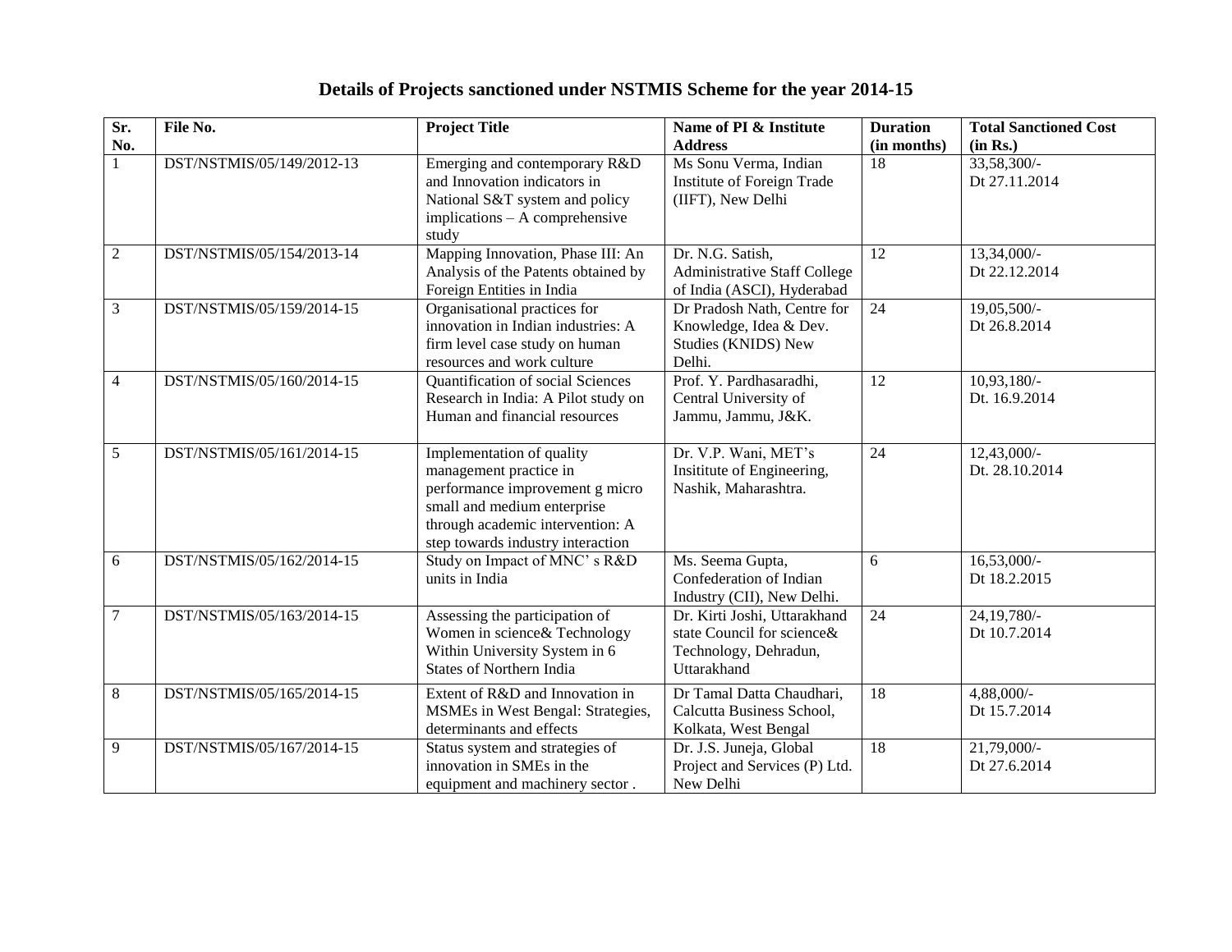# Details of Projects sanctioned under NSTMIS Scheme for the year 2014-15

| Sr. No. | File No. | Project Title | Name of PI & Institute Address | Duration (in months) | Total Sanctioned Cost (in Rs.) |
|---|---|---|---|---|---|
| 1 | DST/NSTMIS/05/149/2012-13 | Emerging and contemporary R&D and Innovation indicators in National S&T system and policy implications – A comprehensive study | Ms Sonu Verma, Indian Institute of Foreign Trade (IIFT), New Delhi | 18 | 33,58,300/- Dt 27.11.2014 |
| 2 | DST/NSTMIS/05/154/2013-14 | Mapping Innovation, Phase III: An Analysis of the Patents obtained by Foreign Entities in India | Dr. N.G. Satish, Administrative Staff College of India (ASCI), Hyderabad | 12 | 13,34,000/- Dt 22.12.2014 |
| 3 | DST/NSTMIS/05/159/2014-15 | Organisational practices for innovation in Indian industries: A firm level case study on human resources and work culture | Dr Pradosh Nath, Centre for Knowledge, Idea & Dev. Studies (KNIDS) New Delhi. | 24 | 19,05,500/- Dt 26.8.2014 |
| 4 | DST/NSTMIS/05/160/2014-15 | Quantification of social Sciences Research in India: A Pilot study on Human and financial resources | Prof. Y. Pardhasaradhi, Central University of Jammu, Jammu, J&K. | 12 | 10,93,180/- Dt. 16.9.2014 |
| 5 | DST/NSTMIS/05/161/2014-15 | Implementation of quality management practice in performance improvement g micro small and medium enterprise through academic intervention: A step towards industry interaction | Dr. V.P. Wani, MET's Insititute of Engineering, Nashik, Maharashtra. | 24 | 12,43,000/- Dt. 28.10.2014 |
| 6 | DST/NSTMIS/05/162/2014-15 | Study on Impact of MNC' s R&D units in India | Ms. Seema Gupta, Confederation of Indian Industry (CII), New Delhi. | 6 | 16,53,000/- Dt 18.2.2015 |
| 7 | DST/NSTMIS/05/163/2014-15 | Assessing the participation of Women in science& Technology Within University System in 6 States of Northern India | Dr. Kirti Joshi, Uttarakhand state Council for science& Technology, Dehradun, Uttarakhand | 24 | 24,19,780/- Dt 10.7.2014 |
| 8 | DST/NSTMIS/05/165/2014-15 | Extent of R&D and Innovation in MSMEs in West Bengal: Strategies, determinants and effects | Dr Tamal Datta Chaudhari, Calcutta Business School, Kolkata, West Bengal | 18 | 4,88,000/- Dt 15.7.2014 |
| 9 | DST/NSTMIS/05/167/2014-15 | Status system and strategies of innovation in SMEs in the equipment and machinery sector . | Dr. J.S. Juneja, Global Project and Services (P) Ltd. New Delhi | 18 | 21,79,000/- Dt 27.6.2014 |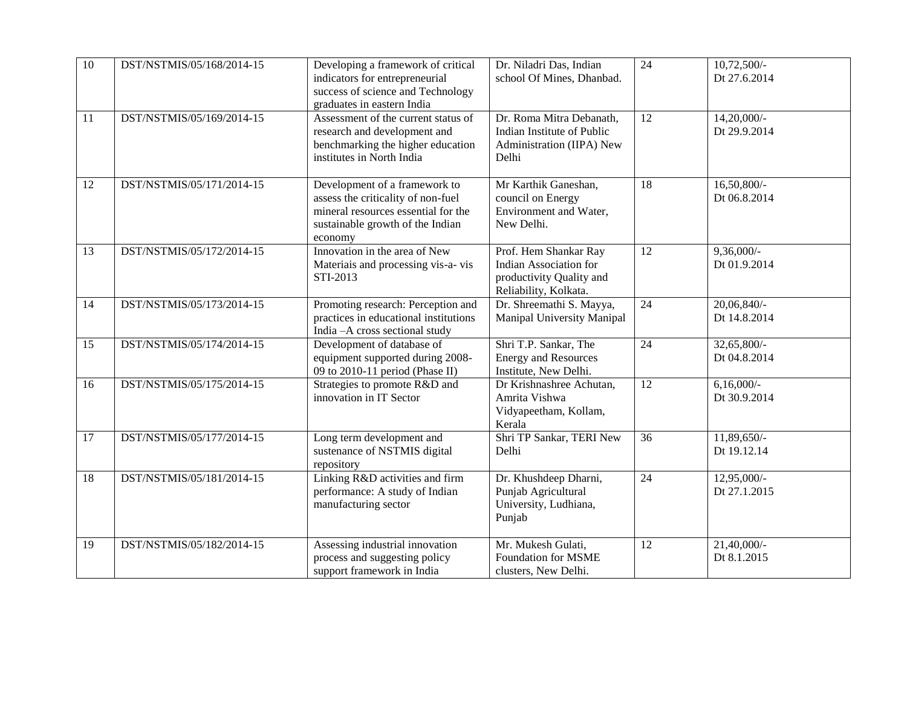| 10 | DST/NSTMIS/05/168/2014-15 | Developing a framework of critical indicators for entrepreneurial success of science and Technology graduates in eastern India | Dr. Niladri Das, Indian school Of Mines, Dhanbad. | 24 | 10,72,500/- Dt 27.6.2014 |
|---|---|---|---|---|---|
| 11 | DST/NSTMIS/05/169/2014-15 | Assessment of the current status of research and development and benchmarking the higher education institutes in North India | Dr. Roma Mitra Debanath, Indian Institute of Public Administration (IIPA) New Delhi | 12 | 14,20,000/- Dt 29.9.2014 |
| 12 | DST/NSTMIS/05/171/2014-15 | Development of a framework to assess the criticality of non-fuel mineral resources essential for the sustainable growth of the Indian economy | Mr Karthik Ganeshan, council on Energy Environment and Water, New Delhi. | 18 | 16,50,800/- Dt 06.8.2014 |
| 13 | DST/NSTMIS/05/172/2014-15 | Innovation in the area of New Materiais and processing vis-a- vis STI-2013 | Prof. Hem Shankar Ray Indian Association for productivity Quality and Reliability, Kolkata. | 12 | 9,36,000/- Dt 01.9.2014 |
| 14 | DST/NSTMIS/05/173/2014-15 | Promoting research: Perception and practices in educational institutions India –A cross sectional study | Dr. Shreemathi S. Mayya, Manipal University Manipal | 24 | 20,06,840/- Dt 14.8.2014 |
| 15 | DST/NSTMIS/05/174/2014-15 | Development of database of equipment supported during 2008-09 to 2010-11 period (Phase II) | Shri T.P. Sankar, The Energy and Resources Institute, New Delhi. | 24 | 32,65,800/- Dt 04.8.2014 |
| 16 | DST/NSTMIS/05/175/2014-15 | Strategies to promote R&D and innovation in IT Sector | Dr Krishnashree Achutan, Amrita Vishwa Vidyapeetham, Kollam, Kerala | 12 | 6,16,000/- Dt 30.9.2014 |
| 17 | DST/NSTMIS/05/177/2014-15 | Long term development and sustenance of NSTMIS digital repository | Shri TP Sankar, TERI New Delhi | 36 | 11,89,650/- Dt 19.12.14 |
| 18 | DST/NSTMIS/05/181/2014-15 | Linking R&D activities and firm performance: A study of Indian manufacturing sector | Dr. Khushdeep Dharni, Punjab Agricultural University, Ludhiana, Punjab | 24 | 12,95,000/- Dt 27.1.2015 |
| 19 | DST/NSTMIS/05/182/2014-15 | Assessing industrial innovation process and suggesting policy support framework in India | Mr. Mukesh Gulati, Foundation for MSME clusters, New Delhi. | 12 | 21,40,000/- Dt 8.1.2015 |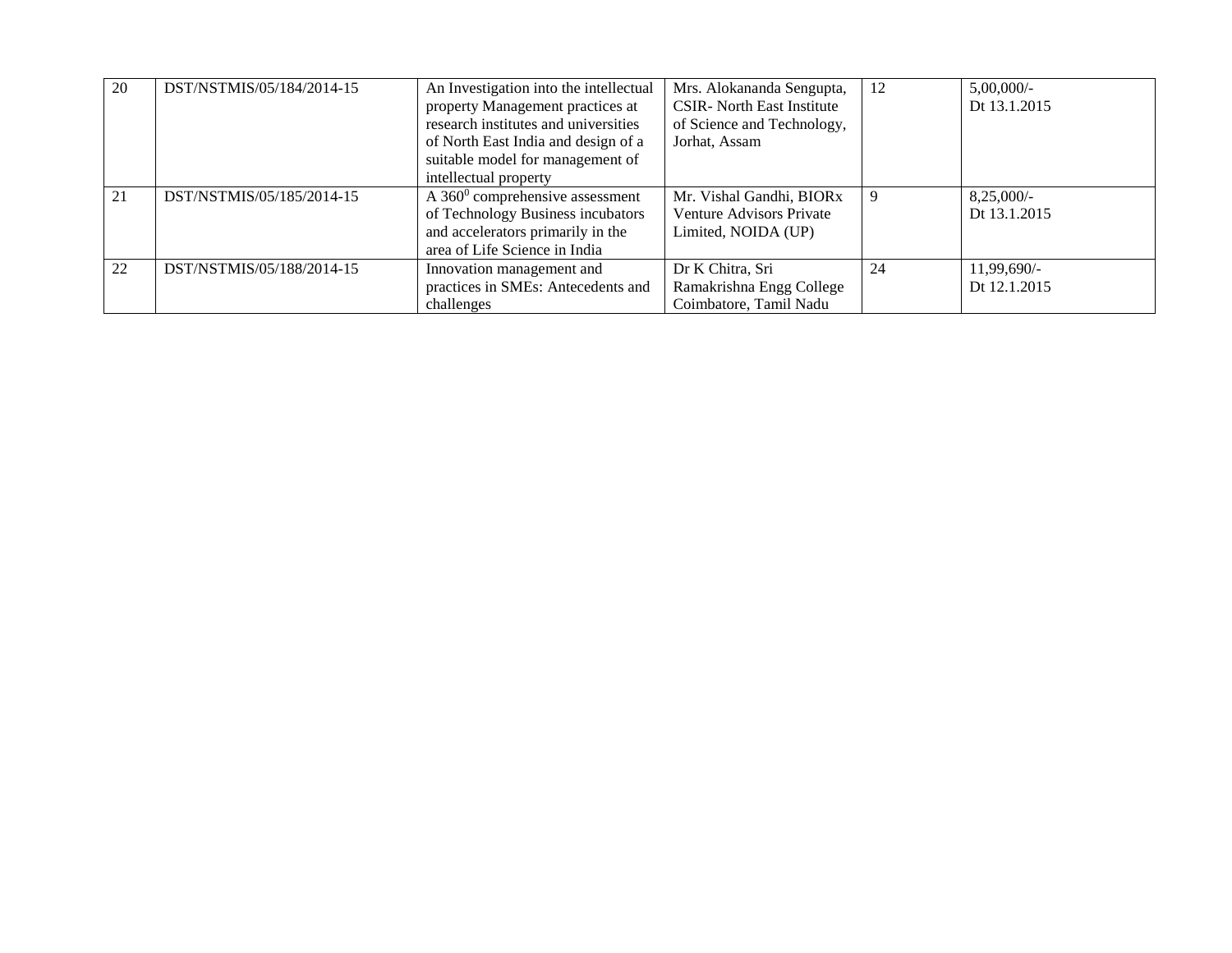| | | | | | |
|---|---|---|---|---|---|
| 20 | DST/NSTMIS/05/184/2014-15 | An Investigation into the intellectual property Management practices at research institutes and universities of North East India and design of a suitable model for management of intellectual property | Mrs. Alokananda Sengupta, CSIR- North East Institute of Science and Technology, Jorhat, Assam | 12 | 5,00,000/- Dt 13.1.2015 |
| 21 | DST/NSTMIS/05/185/2014-15 | A $360^0$ comprehensive assessment of Technology Business incubators and accelerators primarily in the area of Life Science in India | Mr. Vishal Gandhi, BIORx Venture Advisors Private Limited, NOIDA (UP) | 9 | 8,25,000/- Dt 13.1.2015 |
| 22 | DST/NSTMIS/05/188/2014-15 | Innovation management and practices in SMEs: Antecedents and challenges | Dr K Chitra, Sri Ramakrishna Engg College Coimbatore, Tamil Nadu | 24 | 11,99,690/- Dt 12.1.2015 |